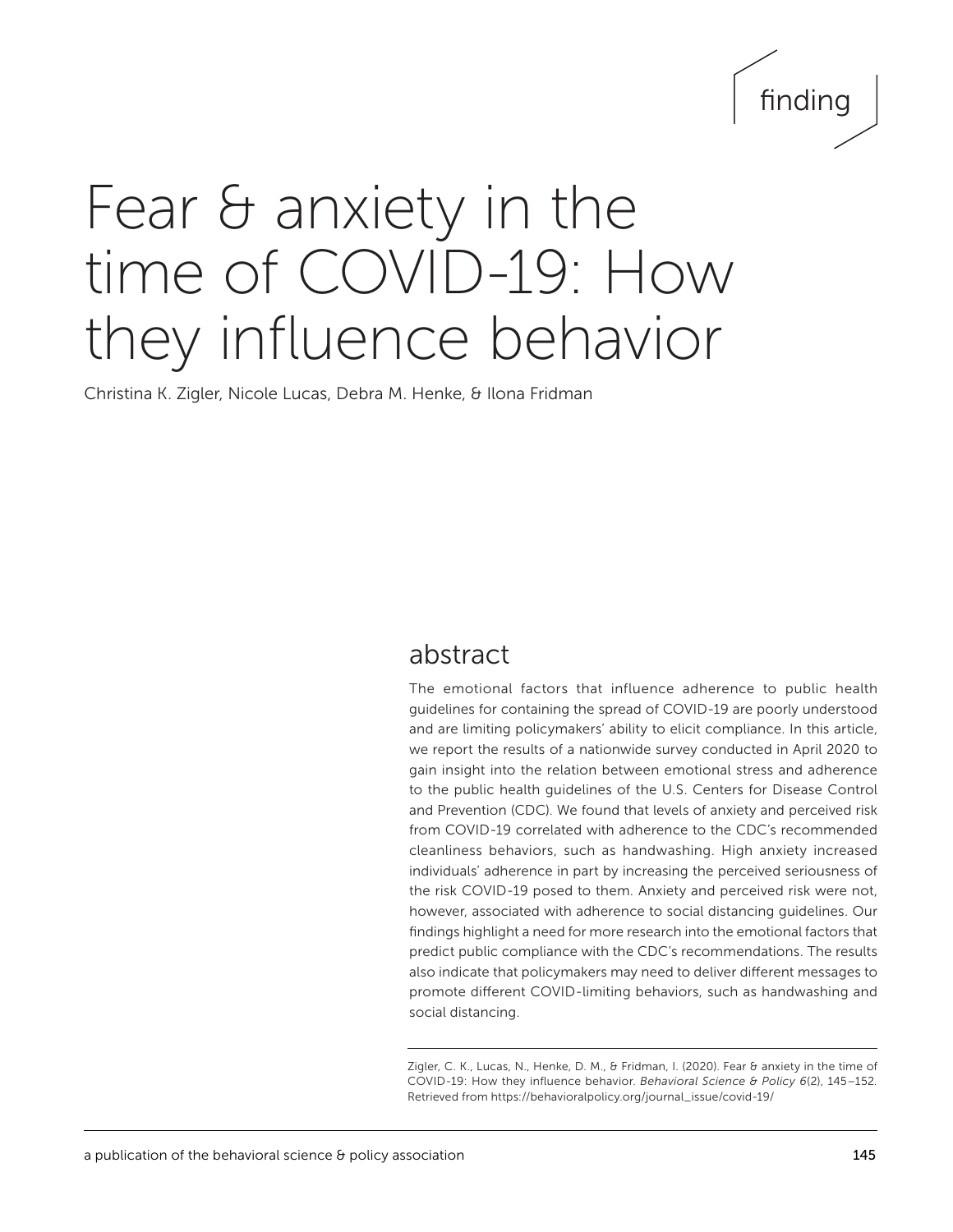finding

# Fear & anxiety in the time of COVID-19: How they influence behavior

Christina K. Zigler, Nicole Lucas, Debra M. Henke, & Ilona Fridman

## abstract

The emotional factors that influence adherence to public health guidelines for containing the spread of COVID-19 are poorly understood and are limiting policymakers' ability to elicit compliance. In this article, we report the results of a nationwide survey conducted in April 2020 to gain insight into the relation between emotional stress and adherence to the public health guidelines of the U.S. Centers for Disease Control and Prevention (CDC). We found that levels of anxiety and perceived risk from COVID-19 correlated with adherence to the CDC's recommended cleanliness behaviors, such as handwashing. High anxiety increased individuals' adherence in part by increasing the perceived seriousness of the risk COVID-19 posed to them. Anxiety and perceived risk were not, however, associated with adherence to social distancing guidelines. Our findings highlight a need for more research into the emotional factors that predict public compliance with the CDC's recommendations. The results also indicate that policymakers may need to deliver different messages to promote different COVID-limiting behaviors, such as handwashing and social distancing.

Zigler, C. K., Lucas, N., Henke, D. M., & Fridman, I. (2020). Fear & anxiety in the time of COVID-19: How they influence behavior. *Behavioral Science & Policy 6*(2), 145–152. Retrieved from https://behavioralpolicy.org/journal_issue/covid-19/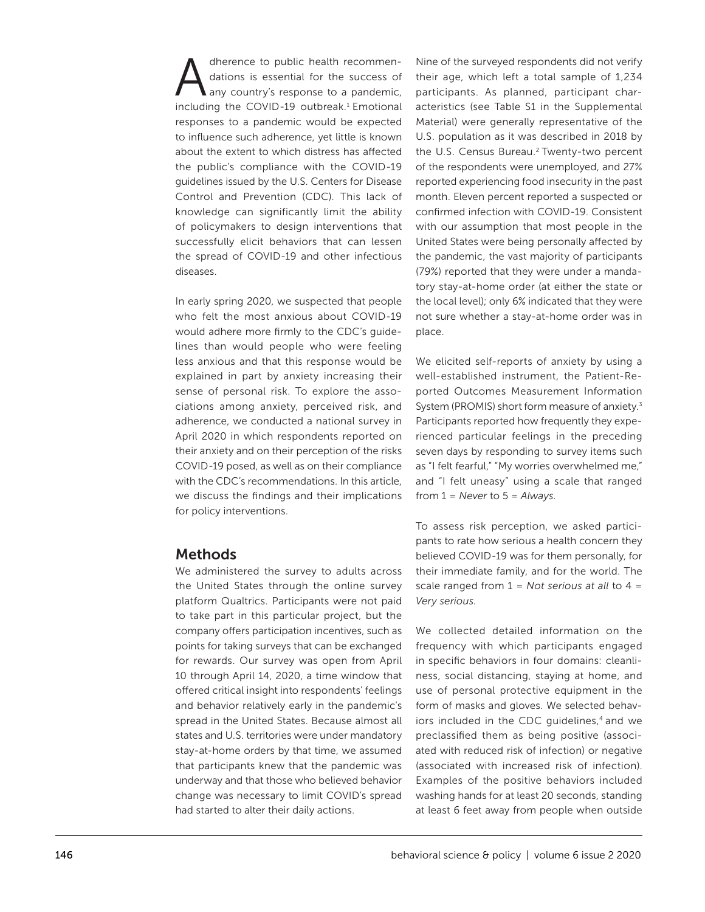Adherence to public health recommendations is essential for the success of any country's response to a pandemic, including the COVID-19 outbreak.[1] Emotional responses to a pandemic would be expected to influence such adherence, yet little is known about the extent to which distress has affected the public's compliance with the COVID-19 guidelines issued by the U.S. Centers for Disease Control and Prevention (CDC). This lack of knowledge can significantly limit the ability of policymakers to design interventions that successfully elicit behaviors that can lessen the spread of COVID-19 and other infectious diseases.

In early spring 2020, we suspected that people who felt the most anxious about COVID-19 would adhere more firmly to the CDC's guidelines than would people who were feeling less anxious and that this response would be explained in part by anxiety increasing their sense of personal risk. To explore the associations among anxiety, perceived risk, and adherence, we conducted a national survey in April 2020 in which respondents reported on their anxiety and on their perception of the risks COVID-19 posed, as well as on their compliance with the CDC's recommendations. In this article, we discuss the findings and their implications for policy interventions.

## Methods

We administered the survey to adults across the United States through the online survey platform Qualtrics. Participants were not paid to take part in this particular project, but the company offers participation incentives, such as points for taking surveys that can be exchanged for rewards. Our survey was open from April 10 through April 14, 2020, a time window that offered critical insight into respondents' feelings and behavior relatively early in the pandemic's spread in the United States. Because almost all states and U.S. territories were under mandatory stay-at-home orders by that time, we assumed that participants knew that the pandemic was underway and that those who believed behavior change was necessary to limit COVID's spread had started to alter their daily actions.

Nine of the surveyed respondents did not verify their age, which left a total sample of 1,234 participants. As planned, participant characteristics (see Table S1 in the Supplemental Material) were generally representative of the U.S. population as it was described in 2018 by the U.S. Census Bureau.[2] Twenty-two percent of the respondents were unemployed, and 27% reported experiencing food insecurity in the past month. Eleven percent reported a suspected or confirmed infection with COVID-19. Consistent with our assumption that most people in the United States were being personally affected by the pandemic, the vast majority of participants (79%) reported that they were under a mandatory stay-at-home order (at either the state or the local level); only 6% indicated that they were not sure whether a stay-at-home order was in place.

We elicited self-reports of anxiety by using a well-established instrument, the Patient-Reported Outcomes Measurement Information System (PROMIS) short form measure of anxiety.[3] Participants reported how frequently they experienced particular feelings in the preceding seven days by responding to survey items such as "I felt fearful," "My worries overwhelmed me," and "I felt uneasy" using a scale that ranged from 1 = *Never* to 5 = *Always*.

To assess risk perception, we asked participants to rate how serious a health concern they believed COVID-19 was for them personally, for their immediate family, and for the world. The scale ranged from 1 = *Not serious at all* to 4 = *Very serious*.

We collected detailed information on the frequency with which participants engaged in specific behaviors in four domains: cleanliness, social distancing, staying at home, and use of personal protective equipment in the form of masks and gloves. We selected behaviors included in the CDC guidelines,[4] and we preclassified them as being positive (associated with reduced risk of infection) or negative (associated with increased risk of infection). Examples of the positive behaviors included washing hands for at least 20 seconds, standing at least 6 feet away from people when outside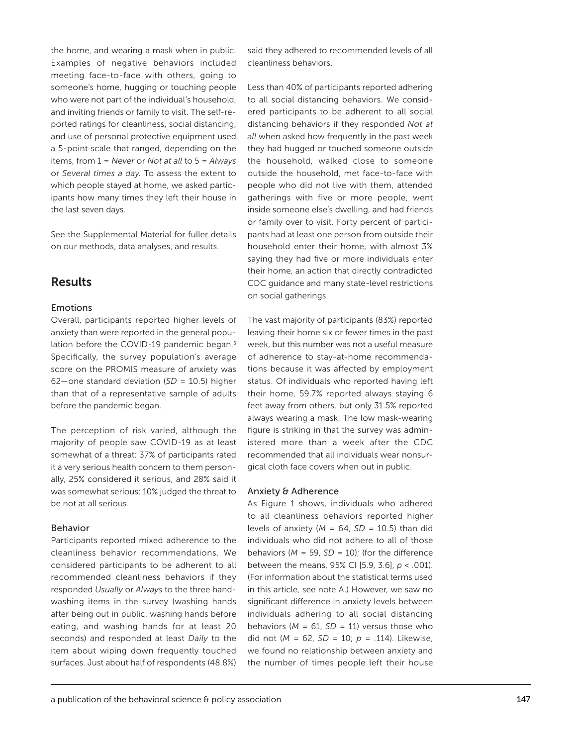the home, and wearing a mask when in public. Examples of negative behaviors included meeting face-to-face with others, going to someone's home, hugging or touching people who were not part of the individual's household, and inviting friends or family to visit. The self-reported ratings for cleanliness, social distancing, and use of personal protective equipment used a 5-point scale that ranged, depending on the items, from 1 = *Never* or *Not at all* to 5 = *Always* or *Several times a day*. To assess the extent to which people stayed at home, we asked participants how many times they left their house in the last seven days.

See the Supplemental Material for fuller details on our methods, data analyses, and results.

## Results

### Emotions

Overall, participants reported higher levels of anxiety than were reported in the general population before the COVID-19 pandemic began.[5] Specifically, the survey population's average score on the PROMIS measure of anxiety was 62—one standard deviation ($SD$ = 10.5) higher than that of a representative sample of adults before the pandemic began.

The perception of risk varied, although the majority of people saw COVID-19 as at least somewhat of a threat: 37% of participants rated it a very serious health concern to them personally, 25% considered it serious, and 28% said it was somewhat serious; 10% judged the threat to be not at all serious.

### Behavior

Participants reported mixed adherence to the cleanliness behavior recommendations. We considered participants to be adherent to all recommended cleanliness behaviors if they responded *Usually* or *Always* to the three handwashing items in the survey (washing hands after being out in public, washing hands before eating, and washing hands for at least 20 seconds) and responded at least *Daily* to the item about wiping down frequently touched surfaces. Just about half of respondents (48.8%) said they adhered to recommended levels of all cleanliness behaviors.

Less than 40% of participants reported adhering to all social distancing behaviors. We considered participants to be adherent to all social distancing behaviors if they responded *Not at all* when asked how frequently in the past week they had hugged or touched someone outside the household, walked close to someone outside the household, met face-to-face with people who did not live with them, attended gatherings with five or more people, went inside someone else's dwelling, and had friends or family over to visit. Forty percent of participants had at least one person from outside their household enter their home, with almost 3% saying they had five or more individuals enter their home, an action that directly contradicted CDC guidance and many state-level restrictions on social gatherings.

The vast majority of participants (83%) reported leaving their home six or fewer times in the past week, but this number was not a useful measure of adherence to stay-at-home recommendations because it was affected by employment status. Of individuals who reported having left their home, 59.7% reported always staying 6 feet away from others, but only 31.5% reported always wearing a mask. The low mask-wearing figure is striking in that the survey was administered more than a week after the CDC recommended that all individuals wear nonsurgical cloth face covers when out in public.

### Anxiety & Adherence

As Figure 1 shows, individuals who adhered to all cleanliness behaviors reported higher levels of anxiety ($M$ = 64, $SD$ = 10.5) than did individuals who did not adhere to all of those behaviors ($M$ = 59, $SD$ = 10); (for the difference between the means, 95% CI [5.9, 3.6], $p < .001$). (For information about the statistical terms used in this article, see note A.) However, we saw no significant difference in anxiety levels between individuals adhering to all social distancing behaviors ($M$ = 61, $SD$ = 11) versus those who did not ($M$ = 62, $SD$ = 10; $p$ = .114). Likewise, we found no relationship between anxiety and the number of times people left their house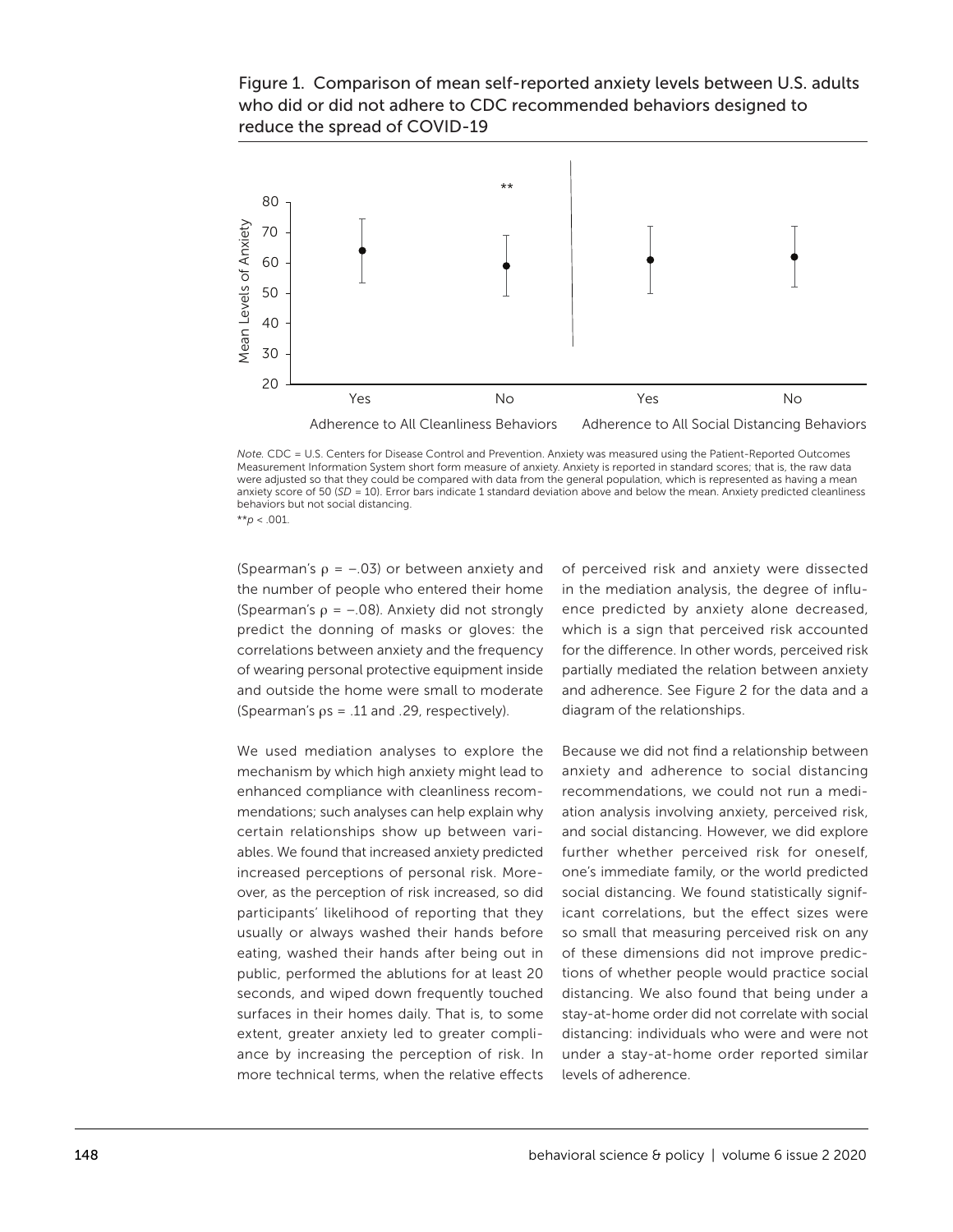Figure 1. Comparison of mean self-reported anxiety levels between U.S. adults who did or did not adhere to CDC recommended behaviors designed to reduce the spread of COVID-19

*Note.* CDC = U.S. Centers for Disease Control and Prevention. Anxiety was measured using the Patient-Reported Outcomes Measurement Information System short form measure of anxiety. Anxiety is reported in standard scores; that is, the raw data were adjusted so that they could be compared with data from the general population, which is represented as having a mean anxiety score of 50 (*SD* = 10). Error bars indicate 1 standard deviation above and below the mean. Anxiety predicted cleanliness behaviors but not social distancing.
$^{**}p < .001$.

(Spearman's $\rho = -.03$) or between anxiety and the number of people who entered their home (Spearman's $\rho = -.08$). Anxiety did not strongly predict the donning of masks or gloves: the correlations between anxiety and the frequency of wearing personal protective equipment inside and outside the home were small to moderate (Spearman's $\rho$s = .11 and .29, respectively).

We used mediation analyses to explore the mechanism by which high anxiety might lead to enhanced compliance with cleanliness recommendations; such analyses can help explain why certain relationships show up between variables. We found that increased anxiety predicted increased perceptions of personal risk. Moreover, as the perception of risk increased, so did participants' likelihood of reporting that they usually or always washed their hands before eating, washed their hands after being out in public, performed the ablutions for at least 20 seconds, and wiped down frequently touched surfaces in their homes daily. That is, to some extent, greater anxiety led to greater compliance by increasing the perception of risk. In more technical terms, when the relative effects of perceived risk and anxiety were dissected in the mediation analysis, the degree of influence predicted by anxiety alone decreased, which is a sign that perceived risk accounted for the difference. In other words, perceived risk partially mediated the relation between anxiety and adherence. See Figure 2 for the data and a diagram of the relationships.

Because we did not find a relationship between anxiety and adherence to social distancing recommendations, we could not run a mediation analysis involving anxiety, perceived risk, and social distancing. However, we did explore further whether perceived risk for oneself, one's immediate family, or the world predicted social distancing. We found statistically significant correlations, but the effect sizes were so small that measuring perceived risk on any of these dimensions did not improve predictions of whether people would practice social distancing. We also found that being under a stay-at-home order did not correlate with social distancing: individuals who were and were not under a stay-at-home order reported similar levels of adherence.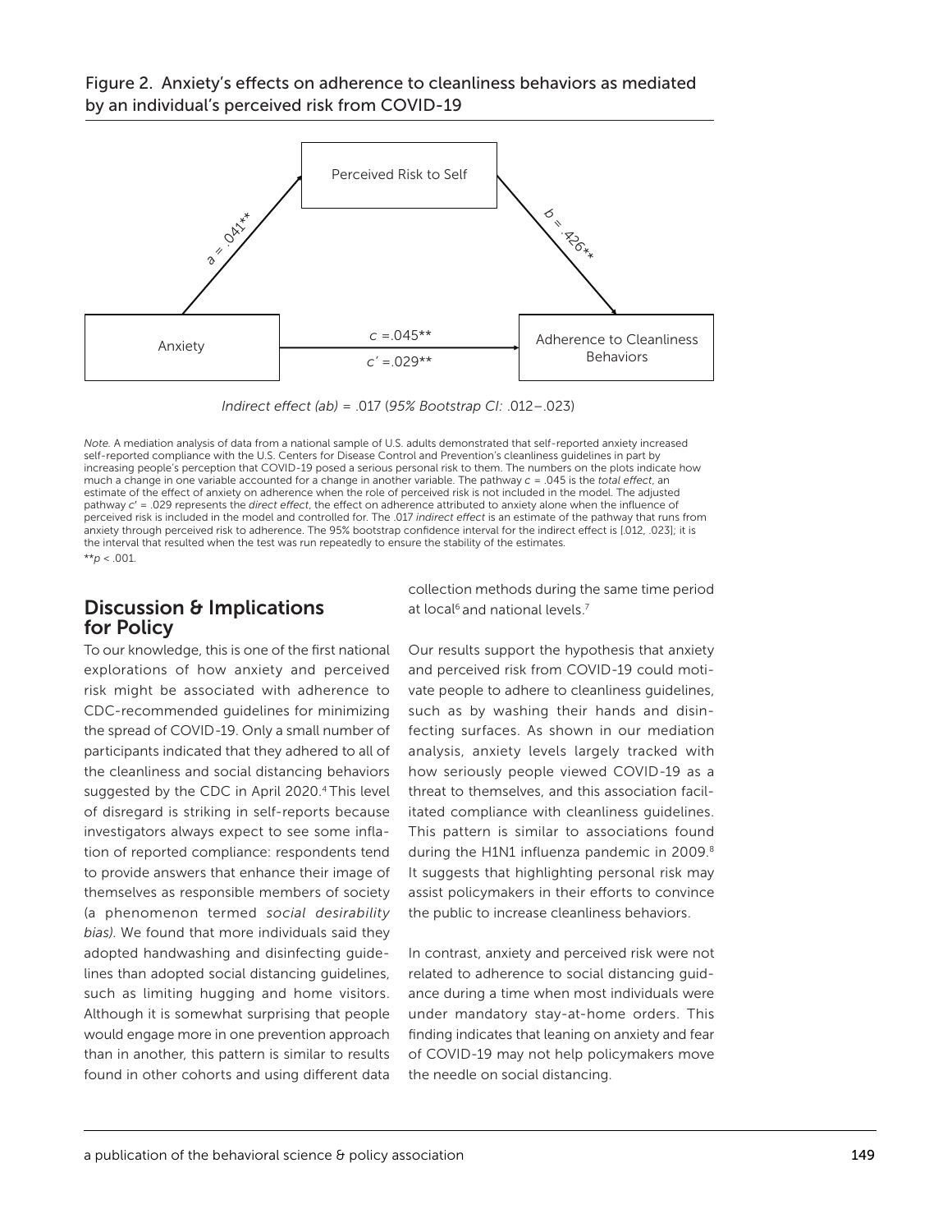Figure 2. Anxiety's effects on adherence to cleanliness behaviors as mediated by an individual's perceived risk from COVID-19

Perceived Risk to Self

$a$ = .041**

$b$ = .426**

Anxiety

$c$ =.045**

$c'$ =.029**

Adherence to Cleanliness Behaviors

*Indirect effect (ab)* = .017 (*95% Bootstrap CI:* .012–.023)

*Note.* A mediation analysis of data from a national sample of U.S. adults demonstrated that self-reported anxiety increased self-reported compliance with the U.S. Centers for Disease Control and Prevention's cleanliness guidelines in part by increasing people's perception that COVID-19 posed a serious personal risk to them. The numbers on the plots indicate how much a change in one variable accounted for a change in another variable. The pathway $c$ = .045 is the *total effect*, an estimate of the effect of anxiety on adherence when the role of perceived risk is not included in the model. The adjusted pathway $c'$ = .029 represents the *direct effect*, the effect on adherence attributed to anxiety alone when the influence of perceived risk is included in the model and controlled for. The .017 *indirect effect* is an estimate of the pathway that runs from anxiety through perceived risk to adherence. The 95% bootstrap confidence interval for the indirect effect is [.012, .023]; it is the interval that resulted when the test was run repeatedly to ensure the stability of the estimates.

**$p < .001$.

## Discussion & Implications for Policy

To our knowledge, this is one of the first national explorations of how anxiety and perceived risk might be associated with adherence to CDC-recommended guidelines for minimizing the spread of COVID-19. Only a small number of participants indicated that they adhered to all of the cleanliness and social distancing behaviors suggested by the CDC in April 2020.[4] This level of disregard is striking in self-reports because investigators always expect to see some inflation of reported compliance: respondents tend to provide answers that enhance their image of themselves as responsible members of society (a phenomenon termed *social desirability bias).* We found that more individuals said they adopted handwashing and disinfecting guidelines than adopted social distancing guidelines, such as limiting hugging and home visitors. Although it is somewhat surprising that people would engage more in one prevention approach than in another, this pattern is similar to results found in other cohorts and using different data collection methods during the same time period at local[6] and national levels.[7]

Our results support the hypothesis that anxiety and perceived risk from COVID-19 could motivate people to adhere to cleanliness guidelines, such as by washing their hands and disinfecting surfaces. As shown in our mediation analysis, anxiety levels largely tracked with how seriously people viewed COVID-19 as a threat to themselves, and this association facilitated compliance with cleanliness guidelines. This pattern is similar to associations found during the H1N1 influenza pandemic in 2009.[8] It suggests that highlighting personal risk may assist policymakers in their efforts to convince the public to increase cleanliness behaviors.

In contrast, anxiety and perceived risk were not related to adherence to social distancing guidance during a time when most individuals were under mandatory stay-at-home orders. This finding indicates that leaning on anxiety and fear of COVID-19 may not help policymakers move the needle on social distancing.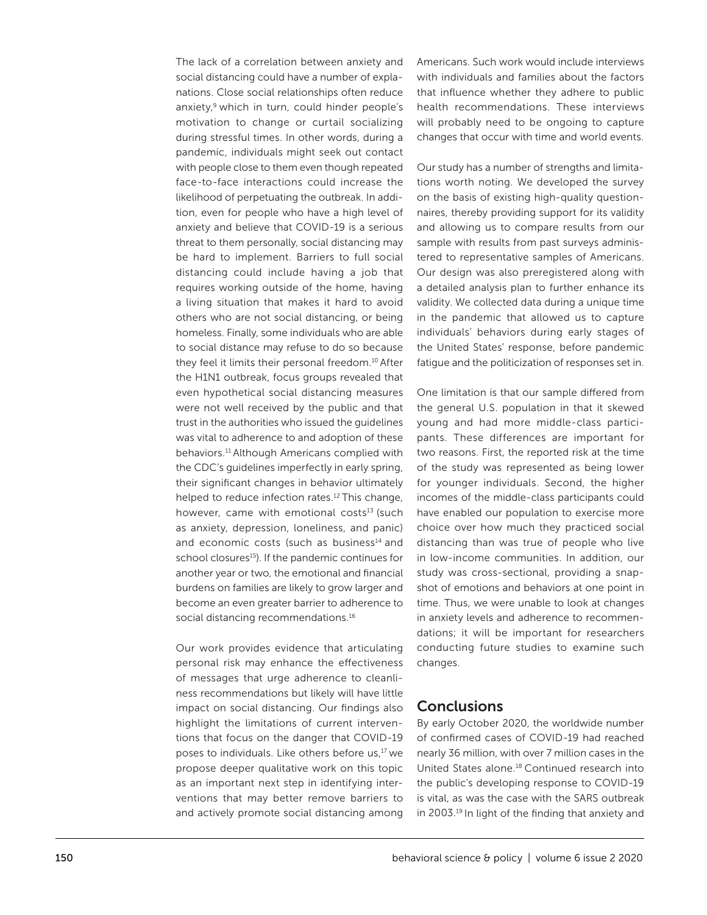The lack of a correlation between anxiety and social distancing could have a number of explanations. Close social relationships often reduce anxiety,[9] which in turn, could hinder people's motivation to change or curtail socializing during stressful times. In other words, during a pandemic, individuals might seek out contact with people close to them even though repeated face-to-face interactions could increase the likelihood of perpetuating the outbreak. In addition, even for people who have a high level of anxiety and believe that COVID-19 is a serious threat to them personally, social distancing may be hard to implement. Barriers to full social distancing could include having a job that requires working outside of the home, having a living situation that makes it hard to avoid others who are not social distancing, or being homeless. Finally, some individuals who are able to social distance may refuse to do so because they feel it limits their personal freedom.[10] After the H1N1 outbreak, focus groups revealed that even hypothetical social distancing measures were not well received by the public and that trust in the authorities who issued the guidelines was vital to adherence to and adoption of these behaviors.[11] Although Americans complied with the CDC's guidelines imperfectly in early spring, their significant changes in behavior ultimately helped to reduce infection rates.[12] This change, however, came with emotional costs[13] (such as anxiety, depression, loneliness, and panic) and economic costs (such as business[14] and school closures[15]). If the pandemic continues for another year or two, the emotional and financial burdens on families are likely to grow larger and become an even greater barrier to adherence to social distancing recommendations.[16]

Our work provides evidence that articulating personal risk may enhance the effectiveness of messages that urge adherence to cleanliness recommendations but likely will have little impact on social distancing. Our findings also highlight the limitations of current interventions that focus on the danger that COVID-19 poses to individuals. Like others before us,[17] we propose deeper qualitative work on this topic as an important next step in identifying interventions that may better remove barriers to and actively promote social distancing among Americans. Such work would include interviews with individuals and families about the factors that influence whether they adhere to public health recommendations. These interviews will probably need to be ongoing to capture changes that occur with time and world events.

Our study has a number of strengths and limitations worth noting. We developed the survey on the basis of existing high-quality questionnaires, thereby providing support for its validity and allowing us to compare results from our sample with results from past surveys administered to representative samples of Americans. Our design was also preregistered along with a detailed analysis plan to further enhance its validity. We collected data during a unique time in the pandemic that allowed us to capture individuals' behaviors during early stages of the United States' response, before pandemic fatigue and the politicization of responses set in.

One limitation is that our sample differed from the general U.S. population in that it skewed young and had more middle-class participants. These differences are important for two reasons. First, the reported risk at the time of the study was represented as being lower for younger individuals. Second, the higher incomes of the middle-class participants could have enabled our population to exercise more choice over how much they practiced social distancing than was true of people who live in low-income communities. In addition, our study was cross-sectional, providing a snapshot of emotions and behaviors at one point in time. Thus, we were unable to look at changes in anxiety levels and adherence to recommendations; it will be important for researchers conducting future studies to examine such changes.

## Conclusions

By early October 2020, the worldwide number of confirmed cases of COVID-19 had reached nearly 36 million, with over 7 million cases in the United States alone.[18] Continued research into the public's developing response to COVID-19 is vital, as was the case with the SARS outbreak in 2003.[19] In light of the finding that anxiety and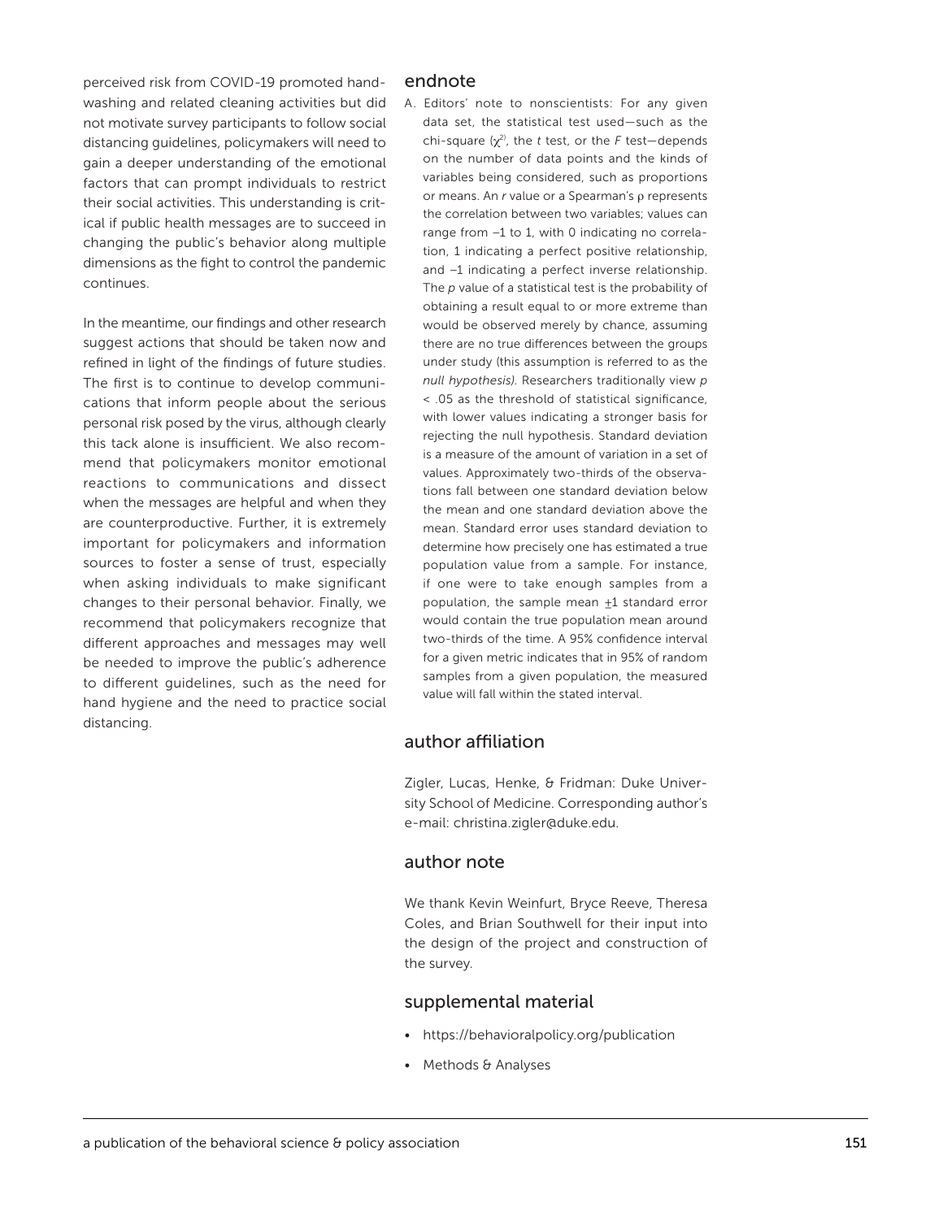perceived risk from COVID-19 promoted handwashing and related cleaning activities but did not motivate survey participants to follow social distancing guidelines, policymakers will need to gain a deeper understanding of the emotional factors that can prompt individuals to restrict their social activities. This understanding is critical if public health messages are to succeed in changing the public's behavior along multiple dimensions as the fight to control the pandemic continues.

In the meantime, our findings and other research suggest actions that should be taken now and refined in light of the findings of future studies. The first is to continue to develop communications that inform people about the serious personal risk posed by the virus, although clearly this tack alone is insufficient. We also recommend that policymakers monitor emotional reactions to communications and dissect when the messages are helpful and when they are counterproductive. Further, it is extremely important for policymakers and information sources to foster a sense of trust, especially when asking individuals to make significant changes to their personal behavior. Finally, we recommend that policymakers recognize that different approaches and messages may well be needed to improve the public's adherence to different guidelines, such as the need for hand hygiene and the need to practice social distancing.

## endnote

A. Editors' note to nonscientists: For any given data set, the statistical test used—such as the chi-square ($\chi^2$), the *t* test, or the *F* test—depends on the number of data points and the kinds of variables being considered, such as proportions or means. An *r* value or a Spearman's $\rho$ represents the correlation between two variables; values can range from –1 to 1, with 0 indicating no correlation, 1 indicating a perfect positive relationship, and –1 indicating a perfect inverse relationship. The *p* value of a statistical test is the probability of obtaining a result equal to or more extreme than would be observed merely by chance, assuming there are no true differences between the groups under study (this assumption is referred to as the *null hypothesis*). Researchers traditionally view $p < .05$ as the threshold of statistical significance, with lower values indicating a stronger basis for rejecting the null hypothesis. Standard deviation is a measure of the amount of variation in a set of values. Approximately two-thirds of the observations fall between one standard deviation below the mean and one standard deviation above the mean. Standard error uses standard deviation to determine how precisely one has estimated a true population value from a sample. For instance, if one were to take enough samples from a population, the sample mean $\pm 1$ standard error would contain the true population mean around two-thirds of the time. A 95% confidence interval for a given metric indicates that in 95% of random samples from a given population, the measured value will fall within the stated interval.

## author affiliation

Zigler, Lucas, Henke, & Fridman: Duke University School of Medicine. Corresponding author's e-mail: christina.zigler@duke.edu.

## author note

We thank Kevin Weinfurt, Bryce Reeve, Theresa Coles, and Brian Southwell for their input into the design of the project and construction of the survey.

## supplemental material

- https://behavioralpolicy.org/publication
- Methods & Analyses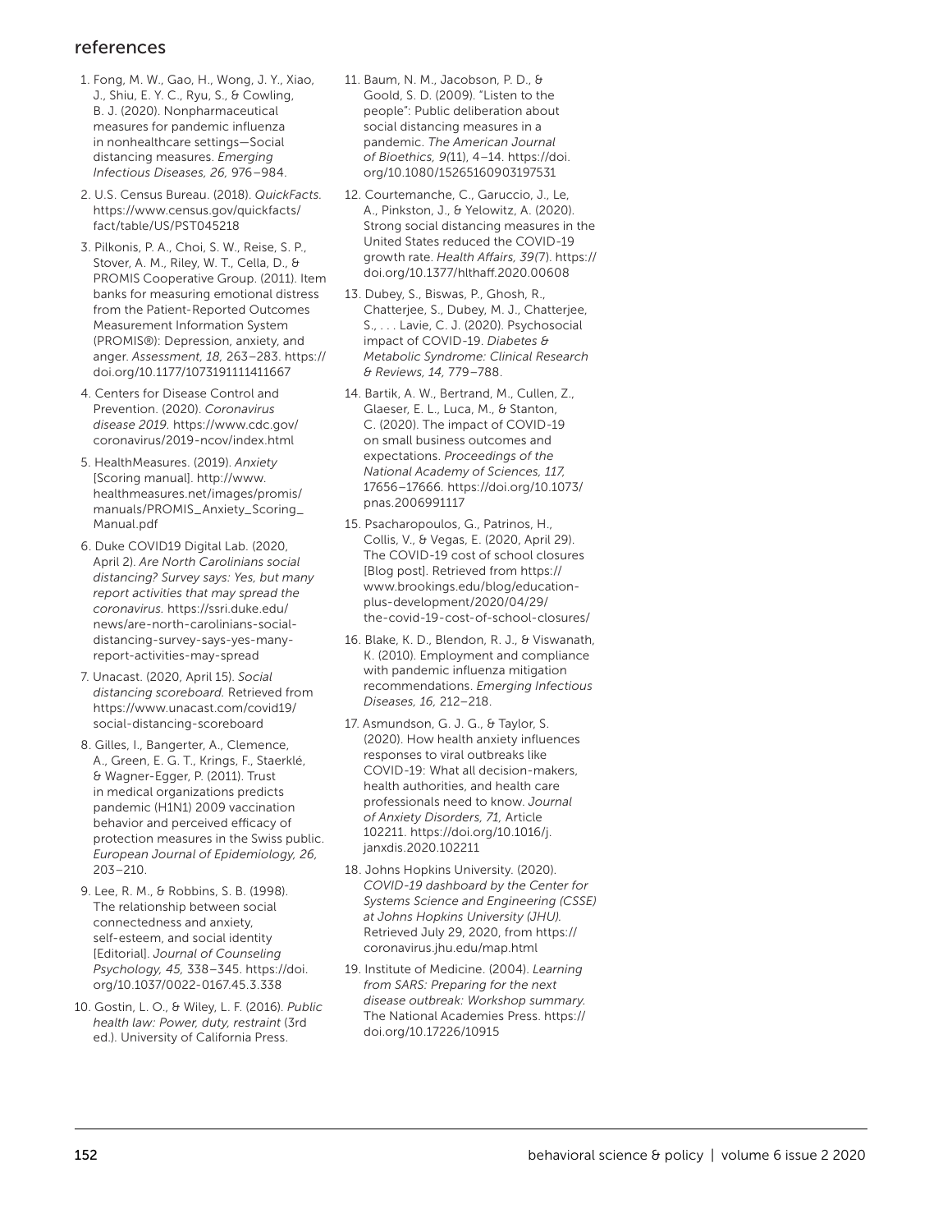## references

1. Fong, M. W., Gao, H., Wong, J. Y., Xiao, J., Shiu, E. Y. C., Ryu, S., & Cowling, B. J. (2020). Nonpharmaceutical measures for pandemic influenza in nonhealthcare settings—Social distancing measures. *Emerging Infectious Diseases, 26,* 976–984.
2. U.S. Census Bureau. (2018). *QuickFacts.* https://www.census.gov/quickfacts/fact/table/US/PST045218
3. Pilkonis, P. A., Choi, S. W., Reise, S. P., Stover, A. M., Riley, W. T., Cella, D., & PROMIS Cooperative Group. (2011). Item banks for measuring emotional distress from the Patient-Reported Outcomes Measurement Information System (PROMIS®): Depression, anxiety, and anger. *Assessment, 18,* 263–283. https://doi.org/10.1177/1073191111411667
4. Centers for Disease Control and Prevention. (2020). *Coronavirus disease 2019.* https://www.cdc.gov/coronavirus/2019-ncov/index.html
5. HealthMeasures. (2019). *Anxiety* [Scoring manual]. http://www.healthmeasures.net/images/promis/manuals/PROMIS_Anxiety_Scoring_Manual.pdf
6. Duke COVID19 Digital Lab. (2020, April 2). *Are North Carolinians social distancing? Survey says: Yes, but many report activities that may spread the coronavirus.* https://ssri.duke.edu/news/are-north-carolinians-social-distancing-survey-says-yes-many-report-activities-may-spread
7. Unacast. (2020, April 15). *Social distancing scoreboard.* Retrieved from https://www.unacast.com/covid19/social-distancing-scoreboard
8. Gilles, I., Bangerter, A., Clemence, A., Green, E. G. T., Krings, F., Staerklé, & Wagner-Egger, P. (2011). Trust in medical organizations predicts pandemic (H1N1) 2009 vaccination behavior and perceived efficacy of protection measures in the Swiss public. *European Journal of Epidemiology, 26,* 203–210.
9. Lee, R. M., & Robbins, S. B. (1998). The relationship between social connectedness and anxiety, self-esteem, and social identity [Editorial]. *Journal of Counseling Psychology, 45,* 338–345. https://doi.org/10.1037/0022-0167.45.3.338
10. Gostin, L. O., & Wiley, L. F. (2016). *Public health law: Power, duty, restraint* (3rd ed.). University of California Press.
11. Baum, N. M., Jacobson, P. D., & Goold, S. D. (2009). "Listen to the people": Public deliberation about social distancing measures in a pandemic. *The American Journal of Bioethics, 9*(11), 4–14. https://doi.org/10.1080/15265160903197531
12. Courtemanche, C., Garuccio, J., Le, A., Pinkston, J., & Yelowitz, A. (2020). Strong social distancing measures in the United States reduced the COVID-19 growth rate. *Health Affairs, 39*(7). https://doi.org/10.1377/hlthaff.2020.00608
13. Dubey, S., Biswas, P., Ghosh, R., Chatterjee, S., Dubey, M. J., Chatterjee, S., . . . Lavie, C. J. (2020). Psychosocial impact of COVID-19. *Diabetes & Metabolic Syndrome: Clinical Research & Reviews, 14,* 779–788.
14. Bartik, A. W., Bertrand, M., Cullen, Z., Glaeser, E. L., Luca, M., & Stanton, C. (2020). The impact of COVID-19 on small business outcomes and expectations. *Proceedings of the National Academy of Sciences, 117,* 17656–17666. https://doi.org/10.1073/pnas.2006991117
15. Psacharopoulos, G., Patrinos, H., Collis, V., & Vegas, E. (2020, April 29). The COVID-19 cost of school closures [Blog post]. Retrieved from https://www.brookings.edu/blog/education-plus-development/2020/04/29/the-covid-19-cost-of-school-closures/
16. Blake, K. D., Blendon, R. J., & Viswanath, K. (2010). Employment and compliance with pandemic influenza mitigation recommendations. *Emerging Infectious Diseases, 16,* 212–218.
17. Asmundson, G. J. G., & Taylor, S. (2020). How health anxiety influences responses to viral outbreaks like COVID-19: What all decision-makers, health authorities, and health care professionals need to know. *Journal of Anxiety Disorders, 71,* Article 102211. https://doi.org/10.1016/j.janxdis.2020.102211
18. Johns Hopkins University. (2020). *COVID-19 dashboard by the Center for Systems Science and Engineering (CSSE) at Johns Hopkins University (JHU).* Retrieved July 29, 2020, from https://coronavirus.jhu.edu/map.html
19. Institute of Medicine. (2004). *Learning from SARS: Preparing for the next disease outbreak: Workshop summary.* The National Academies Press. https://doi.org/10.17226/10915